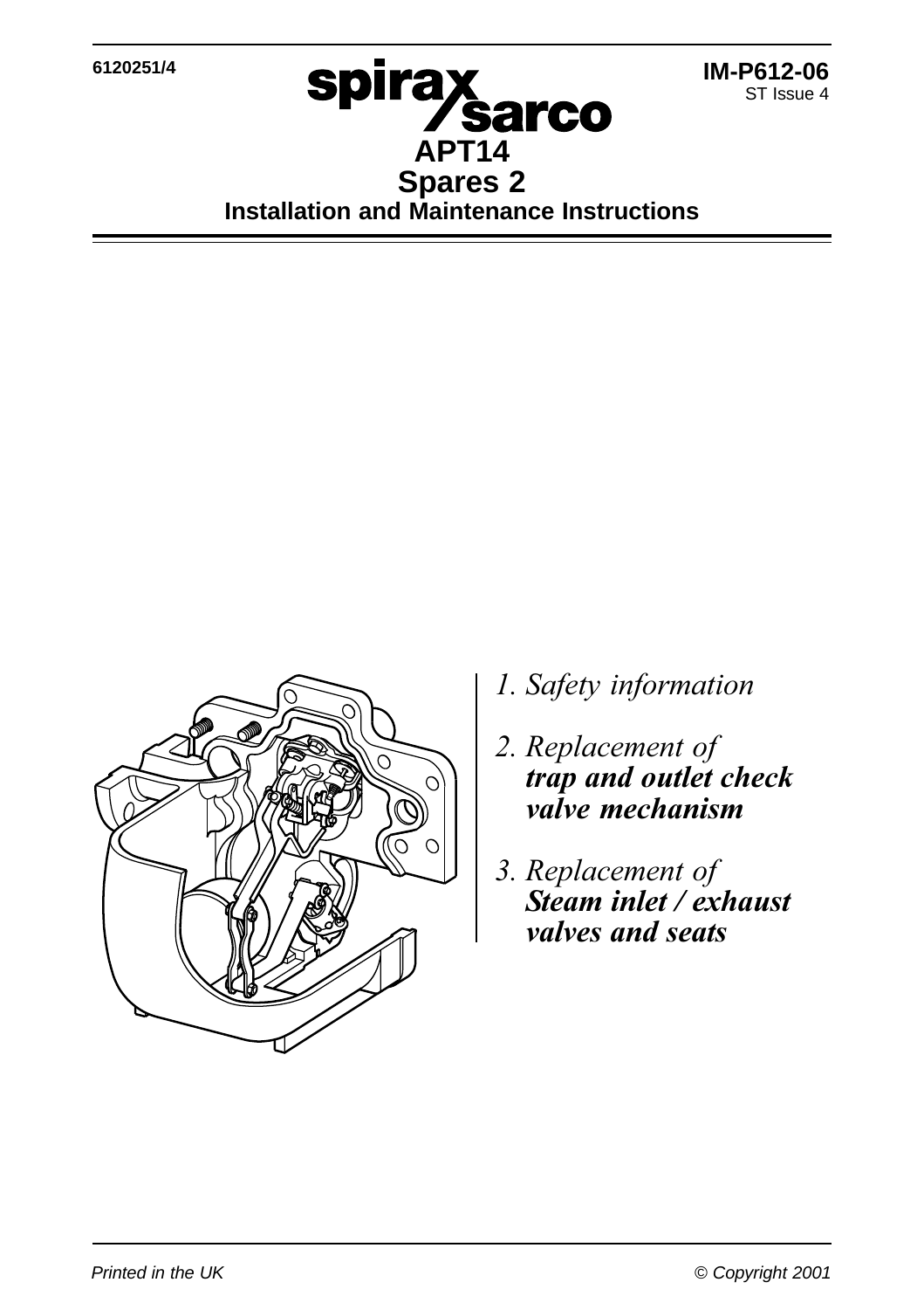6120251/4

IM-P612-06
ST Issue 4

# APT14
# Spares 2
## Installation and Maintenance Instructions

1. *Safety information*

2. *Replacement of* ***trap and outlet check valve mechanism***

3. *Replacement of* ***Steam inlet / exhaust valves and seats***

*Printed in the UK* *© Copyright 2001*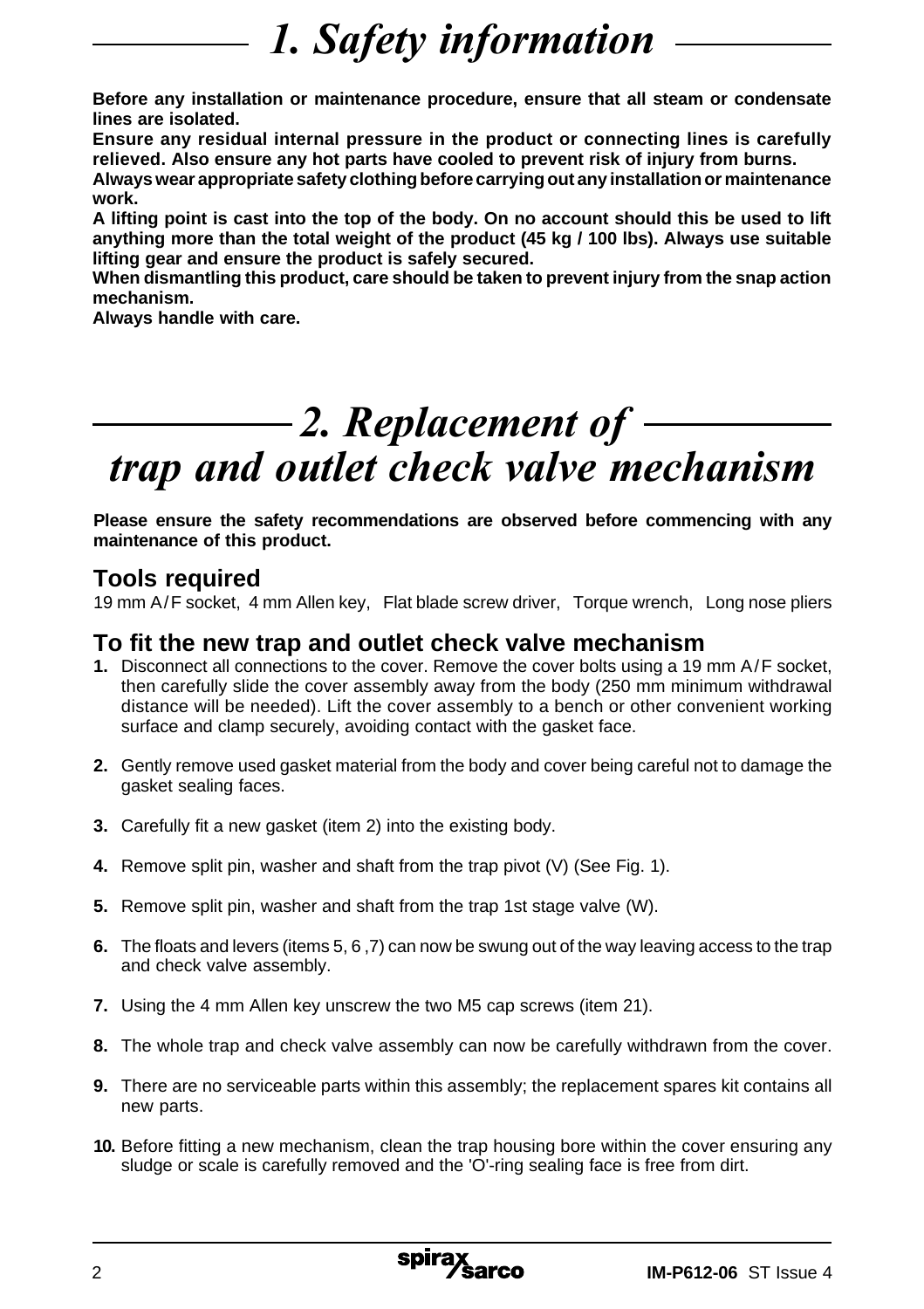# 1. Safety information

**Before any installation or maintenance procedure, ensure that all steam or condensate lines are isolated.**
**Ensure any residual internal pressure in the product or connecting lines is carefully relieved. Also ensure any hot parts have cooled to prevent risk of injury from burns.**
**Always wear appropriate safety clothing before carrying out any installation or maintenance work.**
**A lifting point is cast into the top of the body. On no account should this be used to lift anything more than the total weight of the product (45 kg / 100 lbs). Always use suitable lifting gear and ensure the product is safely secured.**
**When dismantling this product, care should be taken to prevent injury from the snap action mechanism.**
**Always handle with care.**

# 2. Replacement of trap and outlet check valve mechanism

**Please ensure the safety recommendations are observed before commencing with any maintenance of this product.**

## Tools required

19 mm A/F socket, 4 mm Allen key, Flat blade screw driver, Torque wrench, Long nose pliers

## To fit the new trap and outlet check valve mechanism

**1.** Disconnect all connections to the cover. Remove the cover bolts using a 19 mm A/F socket, then carefully slide the cover assembly away from the body (250 mm minimum withdrawal distance will be needed). Lift the cover assembly to a bench or other convenient working surface and clamp securely, avoiding contact with the gasket face.

**2.** Gently remove used gasket material from the body and cover being careful not to damage the gasket sealing faces.

**3.** Carefully fit a new gasket (item 2) into the existing body.

**4.** Remove split pin, washer and shaft from the trap pivot (V) (See Fig. 1).

**5.** Remove split pin, washer and shaft from the trap 1st stage valve (W).

**6.** The floats and levers (items 5, 6 ,7) can now be swung out of the way leaving access to the trap and check valve assembly.

**7.** Using the 4 mm Allen key unscrew the two M5 cap screws (item 21).

**8.** The whole trap and check valve assembly can now be carefully withdrawn from the cover.

**9.** There are no serviceable parts within this assembly; the replacement spares kit contains all new parts.

**10.** Before fitting a new mechanism, clean the trap housing bore within the cover ensuring any sludge or scale is carefully removed and the 'O'-ring sealing face is free from dirt.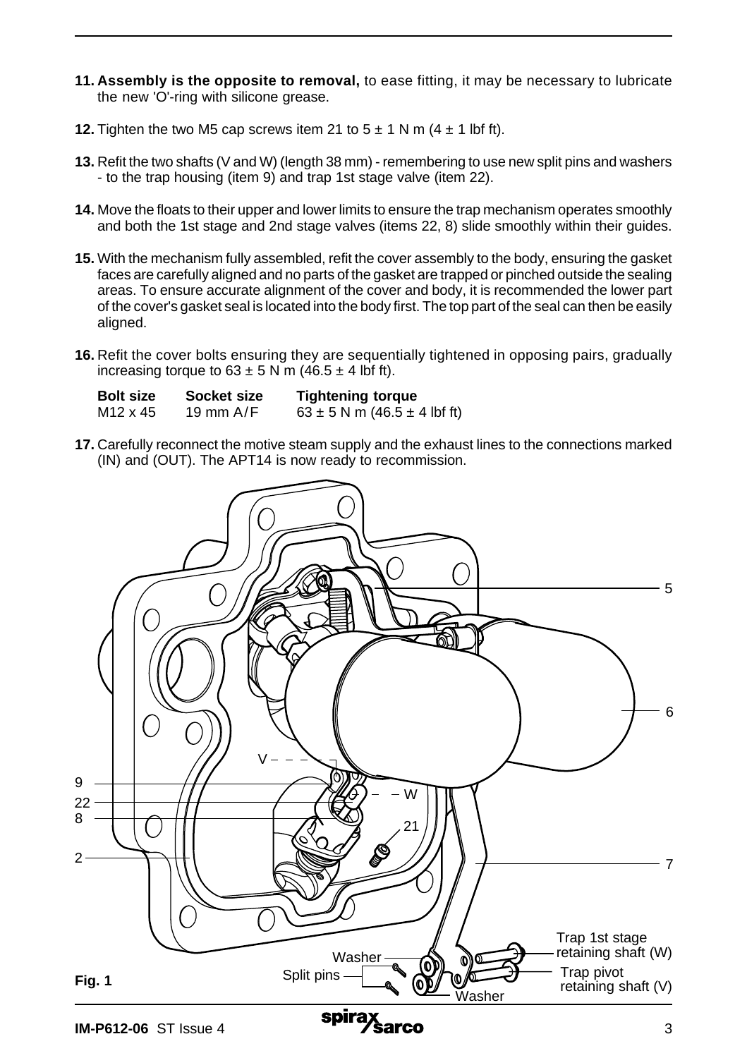**11. Assembly is the opposite to removal,** to ease fitting, it may be necessary to lubricate the new 'O'-ring with silicone grease.

**12.** Tighten the two M5 cap screws item 21 to 5 ± 1 N m (4 ± 1 lbf ft).

**13.** Refit the two shafts (V and W) (length 38 mm) - remembering to use new split pins and washers - to the trap housing (item 9) and trap 1st stage valve (item 22).

**14.** Move the floats to their upper and lower limits to ensure the trap mechanism operates smoothly and both the 1st stage and 2nd stage valves (items 22, 8) slide smoothly within their guides.

**15.** With the mechanism fully assembled, refit the cover assembly to the body, ensuring the gasket faces are carefully aligned and no parts of the gasket are trapped or pinched outside the sealing areas. To ensure accurate alignment of the cover and body, it is recommended the lower part of the cover's gasket seal is located into the body first. The top part of the seal can then be easily aligned.

**16.** Refit the cover bolts ensuring they are sequentially tightened in opposing pairs, gradually increasing torque to 63 ± 5 N m (46.5 ± 4 lbf ft).

| Bolt size | Socket size | Tightening torque |
|---|---|---|
| M12 x 45 | 19 mm A/F | 63 ± 5 N m (46.5 ± 4 lbf ft) |

**17.** Carefully reconnect the motive steam supply and the exhaust lines to the connections marked (IN) and (OUT). The APT14 is now ready to recommission.

**Fig. 1**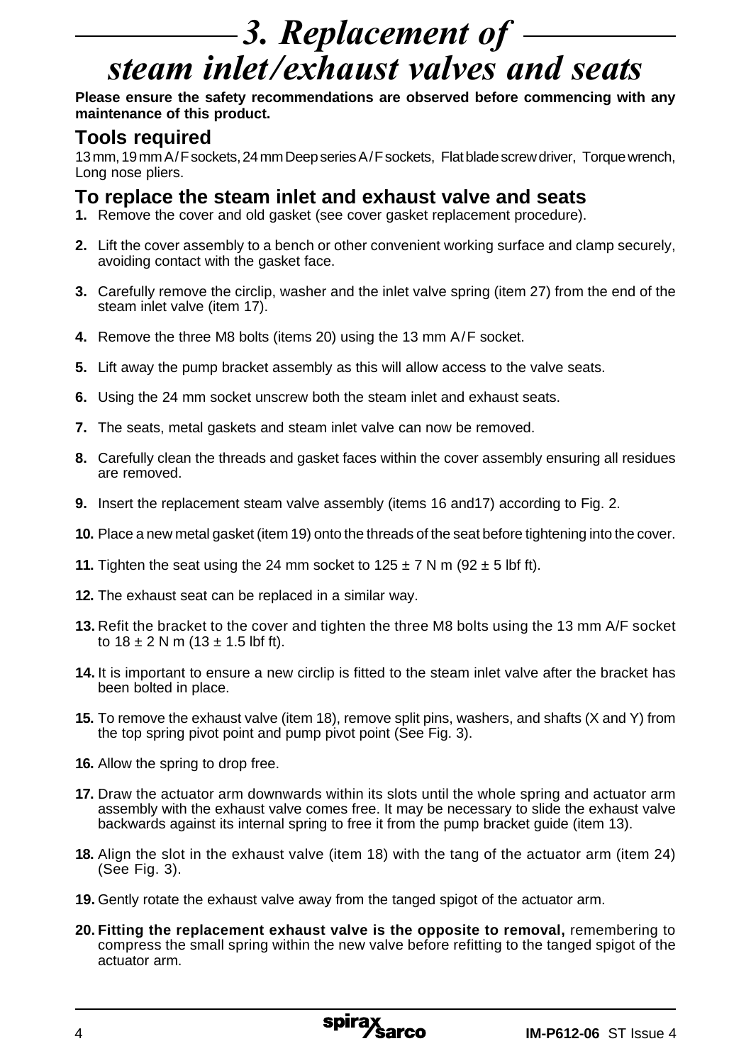# 3. Replacement of steam inlet/exhaust valves and seats

**Please ensure the safety recommendations are observed before commencing with any maintenance of this product.**

## Tools required

13 mm, 19 mm A/F sockets, 24 mm Deep series A/F sockets, Flat blade screw driver, Torque wrench, Long nose pliers.

## To replace the steam inlet and exhaust valve and seats

**1.** Remove the cover and old gasket (see cover gasket replacement procedure).

**2.** Lift the cover assembly to a bench or other convenient working surface and clamp securely, avoiding contact with the gasket face.

**3.** Carefully remove the circlip, washer and the inlet valve spring (item 27) from the end of the steam inlet valve (item 17).

**4.** Remove the three M8 bolts (items 20) using the 13 mm A/F socket.

**5.** Lift away the pump bracket assembly as this will allow access to the valve seats.

**6.** Using the 24 mm socket unscrew both the steam inlet and exhaust seats.

**7.** The seats, metal gaskets and steam inlet valve can now be removed.

**8.** Carefully clean the threads and gasket faces within the cover assembly ensuring all residues are removed.

**9.** Insert the replacement steam valve assembly (items 16 and17) according to Fig. 2.

**10.** Place a new metal gasket (item 19) onto the threads of the seat before tightening into the cover.

**11.** Tighten the seat using the 24 mm socket to 125 ± 7 N m (92 ± 5 lbf ft).

**12.** The exhaust seat can be replaced in a similar way.

**13.** Refit the bracket to the cover and tighten the three M8 bolts using the 13 mm A/F socket to 18 ± 2 N m (13 ± 1.5 lbf ft).

**14.** It is important to ensure a new circlip is fitted to the steam inlet valve after the bracket has been bolted in place.

**15.** To remove the exhaust valve (item 18), remove split pins, washers, and shafts (X and Y) from the top spring pivot point and pump pivot point (See Fig. 3).

**16.** Allow the spring to drop free.

**17.** Draw the actuator arm downwards within its slots until the whole spring and actuator arm assembly with the exhaust valve comes free. It may be necessary to slide the exhaust valve backwards against its internal spring to free it from the pump bracket guide (item 13).

**18.** Align the slot in the exhaust valve (item 18) with the tang of the actuator arm (item 24) (See Fig. 3).

**19.** Gently rotate the exhaust valve away from the tanged spigot of the actuator arm.

**20. Fitting the replacement exhaust valve is the opposite to removal,** remembering to compress the small spring within the new valve before refitting to the tanged spigot of the actuator arm.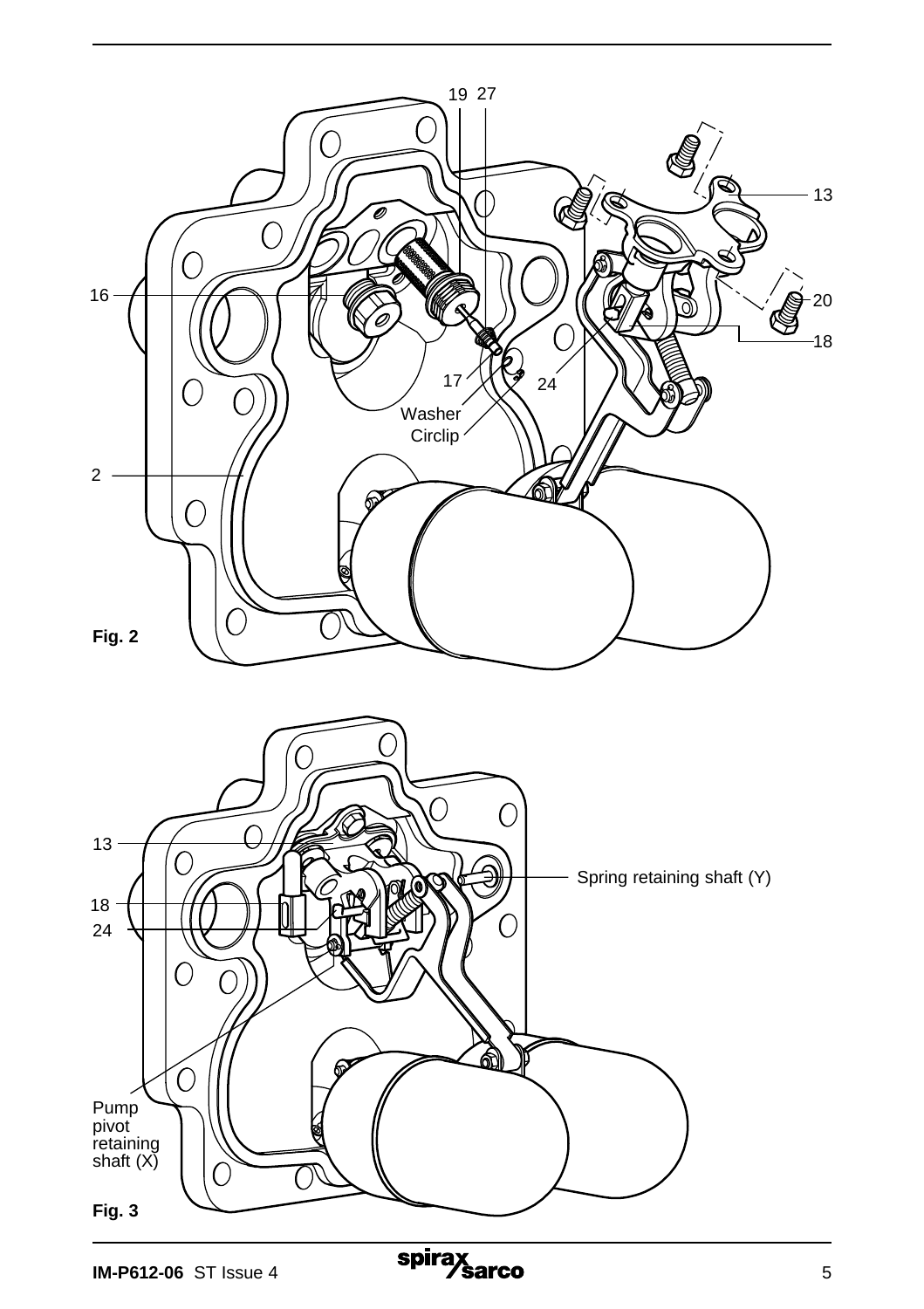19 27

13

16

20

18

17 24

Washer

Circlip

2

**Fig. 2**

13

Spring retaining shaft (Y)

18

24

Pump pivot retaining shaft (X)

**Fig. 3**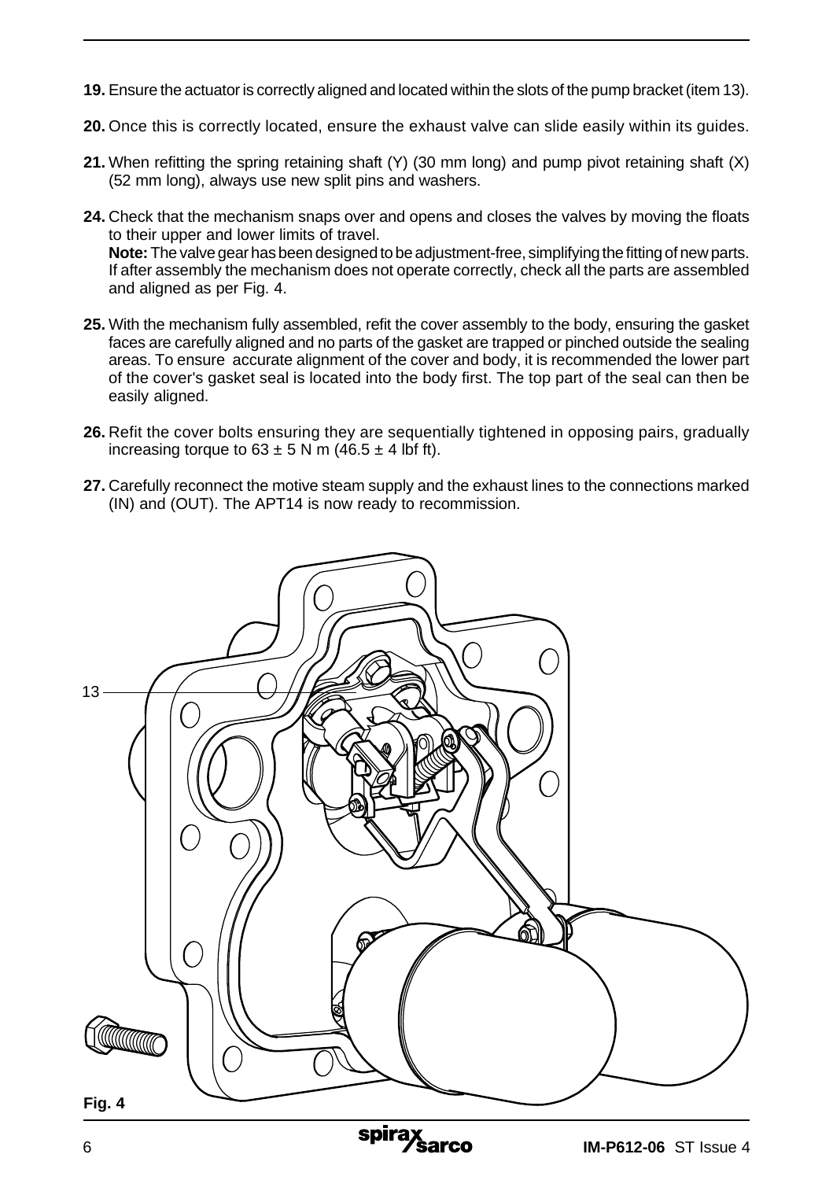**19.** Ensure the actuator is correctly aligned and located within the slots of the pump bracket (item 13).

**20.** Once this is correctly located, ensure the exhaust valve can slide easily within its guides.

**21.** When refitting the spring retaining shaft (Y) (30 mm long) and pump pivot retaining shaft (X) (52 mm long), always use new split pins and washers.

**24.** Check that the mechanism snaps over and opens and closes the valves by moving the floats to their upper and lower limits of travel.
**Note:** The valve gear has been designed to be adjustment-free, simplifying the fitting of new parts. If after assembly the mechanism does not operate correctly, check all the parts are assembled and aligned as per Fig. 4.

**25.** With the mechanism fully assembled, refit the cover assembly to the body, ensuring the gasket faces are carefully aligned and no parts of the gasket are trapped or pinched outside the sealing areas. To ensure accurate alignment of the cover and body, it is recommended the lower part of the cover's gasket seal is located into the body first. The top part of the seal can then be easily aligned.

**26.** Refit the cover bolts ensuring they are sequentially tightened in opposing pairs, gradually increasing torque to $63 \pm 5$ N m ($46.5 \pm 4$ lbf ft).

**27.** Carefully reconnect the motive steam supply and the exhaust lines to the connections marked (IN) and (OUT). The APT14 is now ready to recommission.

13

**Fig. 4**